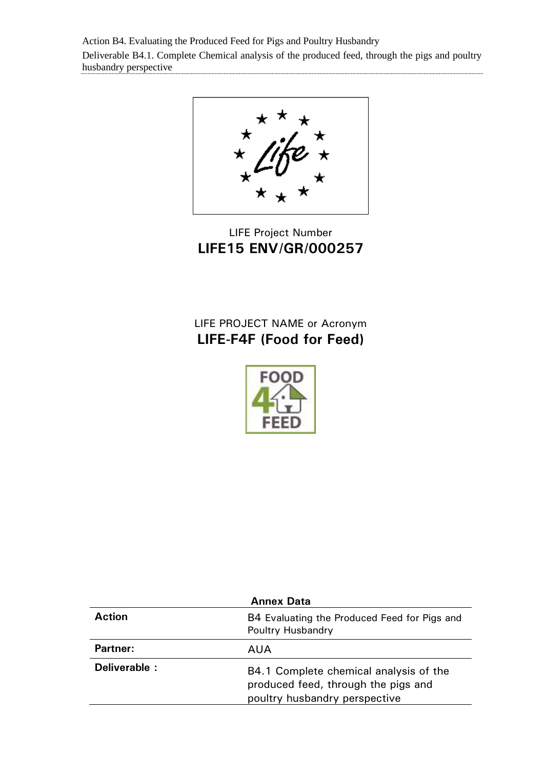LIFE Project Number
**LIFE15 ENV/GR/000257**

LIFE PROJECT NAME or Acronym
**LIFE-F4F (Food for Feed)**

| **Annex Data** | |
|---|---|
| **Action** | B4 Evaluating the Produced Feed for Pigs and Poultry Husbandry |
| **Partner:** | AUA |
| **Deliverable :** | B4.1 Complete chemical analysis of the produced feed, through the pigs and poultry husbandry perspective |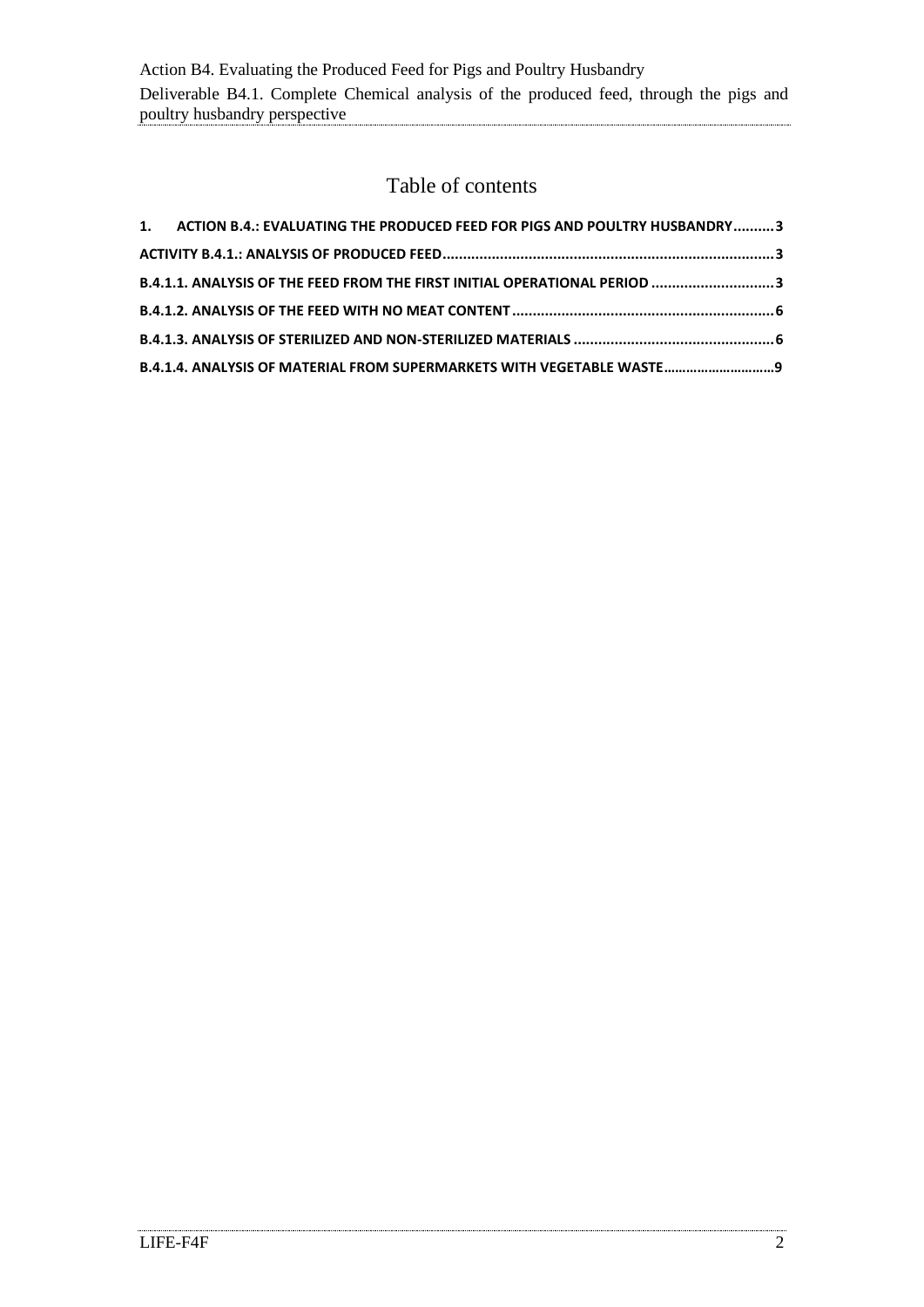# Table of contents

1. ACTION B.4.: EVALUATING THE PRODUCED FEED FOR PIGS AND POULTRY HUSBANDRY..........3

ACTIVITY B.4.1.: ANALYSIS OF PRODUCED FEED.................................................................................3

B.4.1.1. ANALYSIS OF THE FEED FROM THE FIRST INITIAL OPERATIONAL PERIOD .............................3

B.4.1.2. ANALYSIS OF THE FEED WITH NO MEAT CONTENT................................................................6

B.4.1.3. ANALYSIS OF STERILIZED AND NON-STERILIZED MATERIALS .................................................6

B.4.1.4. ANALYSIS OF MATERIAL FROM SUPERMARKETS WITH VEGETABLE WASTE..............................9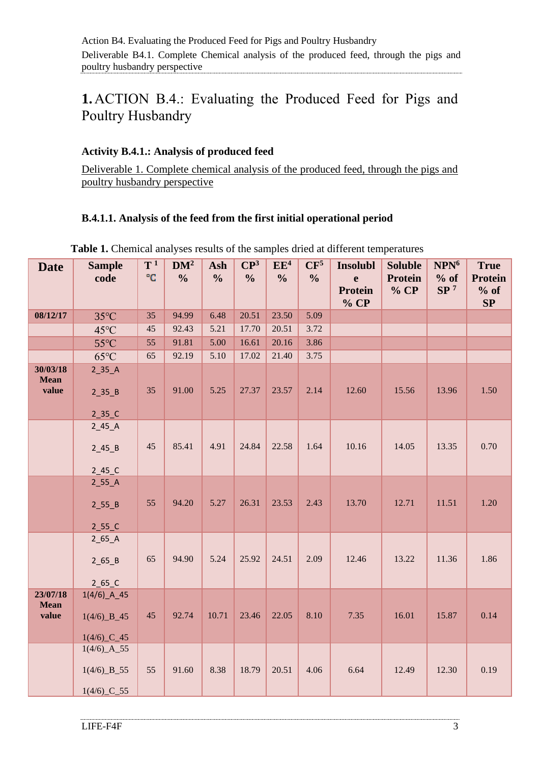# 1. ACTION B.4.: Evaluating the Produced Feed for Pigs and Poultry Husbandry

### Activity B.4.1.: Analysis of produced feed

Deliverable 1. Complete chemical analysis of the produced feed, through the pigs and poultry husbandry perspective

#### B.4.1.1. Analysis of the feed from the first initial operational period

**Table 1.** Chemical analyses results of the samples dried at different temperatures

| Date | Sample code | T [1] ℃ | DM[2] % | Ash % | CP[3] % | EE[4] % | CF[5] % | Insoluble Protein % CP | Soluble Protein % CP | NPN[6] % of SP [7] | True Protein % of SP |
|---|---|---|---|---|---|---|---|---|---|---|---|
| 08/12/17 | 35℃ | 35 | 94.99 | 6.48 | 20.51 | 23.50 | 5.09 | | | | |
| | 45℃ | 45 | 92.43 | 5.21 | 17.70 | 20.51 | 3.72 | | | | |
| | 55℃ | 55 | 91.81 | 5.00 | 16.61 | 20.16 | 3.86 | | | | |
| | 65℃ | 65 | 92.19 | 5.10 | 17.02 | 21.40 | 3.75 | | | | |
| 30/03/18 Mean value | 2_35_A 2_35_B 2_35_C | 35 | 91.00 | 5.25 | 27.37 | 23.57 | 2.14 | 12.60 | 15.56 | 13.96 | 1.50 |
| | 2_45_A 2_45_B 2_45_C | 45 | 85.41 | 4.91 | 24.84 | 22.58 | 1.64 | 10.16 | 14.05 | 13.35 | 0.70 |
| | 2_55_A 2_55_B 2_55_C | 55 | 94.20 | 5.27 | 26.31 | 23.53 | 2.43 | 13.70 | 12.71 | 11.51 | 1.20 |
| | 2_65_A 2_65_B 2_65_C | 65 | 94.90 | 5.24 | 25.92 | 24.51 | 2.09 | 12.46 | 13.22 | 11.36 | 1.86 |
| 23/07/18 Mean value | 1(4/6)_A_45 1(4/6)_B_45 1(4/6)_C_45 | 45 | 92.74 | 10.71 | 23.46 | 22.05 | 8.10 | 7.35 | 16.01 | 15.87 | 0.14 |
| | 1(4/6)_A_55 1(4/6)_B_55 1(4/6)_C_55 | 55 | 91.60 | 8.38 | 18.79 | 20.51 | 4.06 | 6.64 | 12.49 | 12.30 | 0.19 |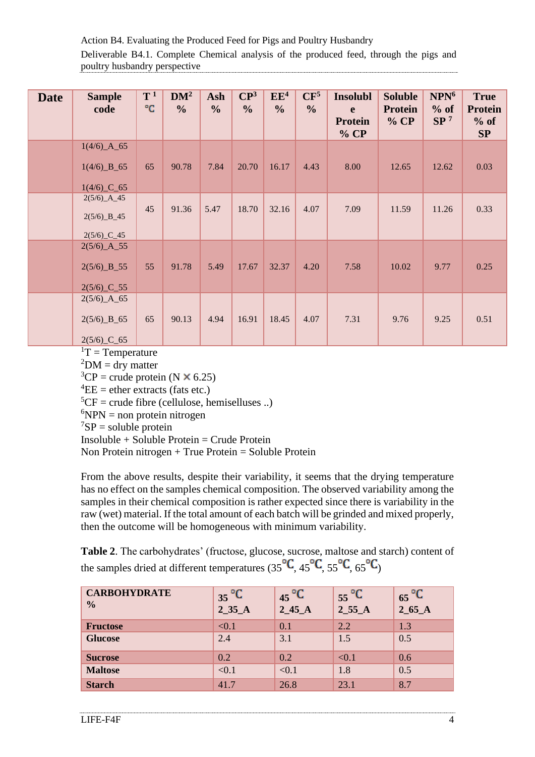| Date | Sample code | T[1] °C | DM[2] % | Ash % | CP[3] % | EE[4] % | CF[5] % | Insoluble Protein % CP | Soluble Protein % CP | NPN[6] % of SP[7] | True Protein % of SP |
|---|---|---|---|---|---|---|---|---|---|---|---|
| | 1(4/6)_A_65<br>1(4/6)_B_65<br>1(4/6)_C_65 | 65 | 90.78 | 7.84 | 20.70 | 16.17 | 4.43 | 8.00 | 12.65 | 12.62 | 0.03 |
| | 2(5/6)_A_45<br>2(5/6)_B_45<br>2(5/6)_C_45 | 45 | 91.36 | 5.47 | 18.70 | 32.16 | 4.07 | 7.09 | 11.59 | 11.26 | 0.33 |
| | 2(5/6)_A_55<br>2(5/6)_B_55<br>2(5/6)_C_55 | 55 | 91.78 | 5.49 | 17.67 | 32.37 | 4.20 | 7.58 | 10.02 | 9.77 | 0.25 |
| | 2(5/6)_A_65<br>2(5/6)_B_65<br>2(5/6)_C_65 | 65 | 90.13 | 4.94 | 16.91 | 18.45 | 4.07 | 7.31 | 9.76 | 9.25 | 0.51 |

[1]T = Temperature
[2]DM = dry matter
[3]CP = crude protein (N × 6.25)
[4]EE = ether extracts (fats etc.)
[5]CF = crude fibre (cellulose, hemiselluses ..)
[6]NPN = non protein nitrogen
[7]SP = soluble protein
Insoluble + Soluble Protein = Crude Protein
Non Protein nitrogen + True Protein = Soluble Protein

From the above results, despite their variability, it seems that the drying temperature has no effect on the samples chemical composition. The observed variability among the samples in their chemical composition is rather expected since there is variability in the raw (wet) material. If the total amount of each batch will be grinded and mixed properly, then the outcome will be homogeneous with minimum variability.

**Table 2**. The carbohydrates' (fructose, glucose, sucrose, maltose and starch) content of the samples dried at different temperatures (35 °C, 45 °C, 55 °C, 65 °C)

| CARBOHYDRATE % | 35 °C 2_35_A | 45 °C 2_45_A | 55 °C 2_55_A | 65 °C 2_65_A |
|---|---|---|---|---|
| **Fructose** | <0.1 | 0.1 | 2.2 | 1.3 |
| **Glucose** | 2.4 | 3.1 | 1.5 | 0.5 |
| **Sucrose** | 0.2 | 0.2 | <0.1 | 0.6 |
| **Maltose** | <0.1 | <0.1 | 1.8 | 0.5 |
| **Starch** | 41.7 | 26.8 | 23.1 | 8.7 |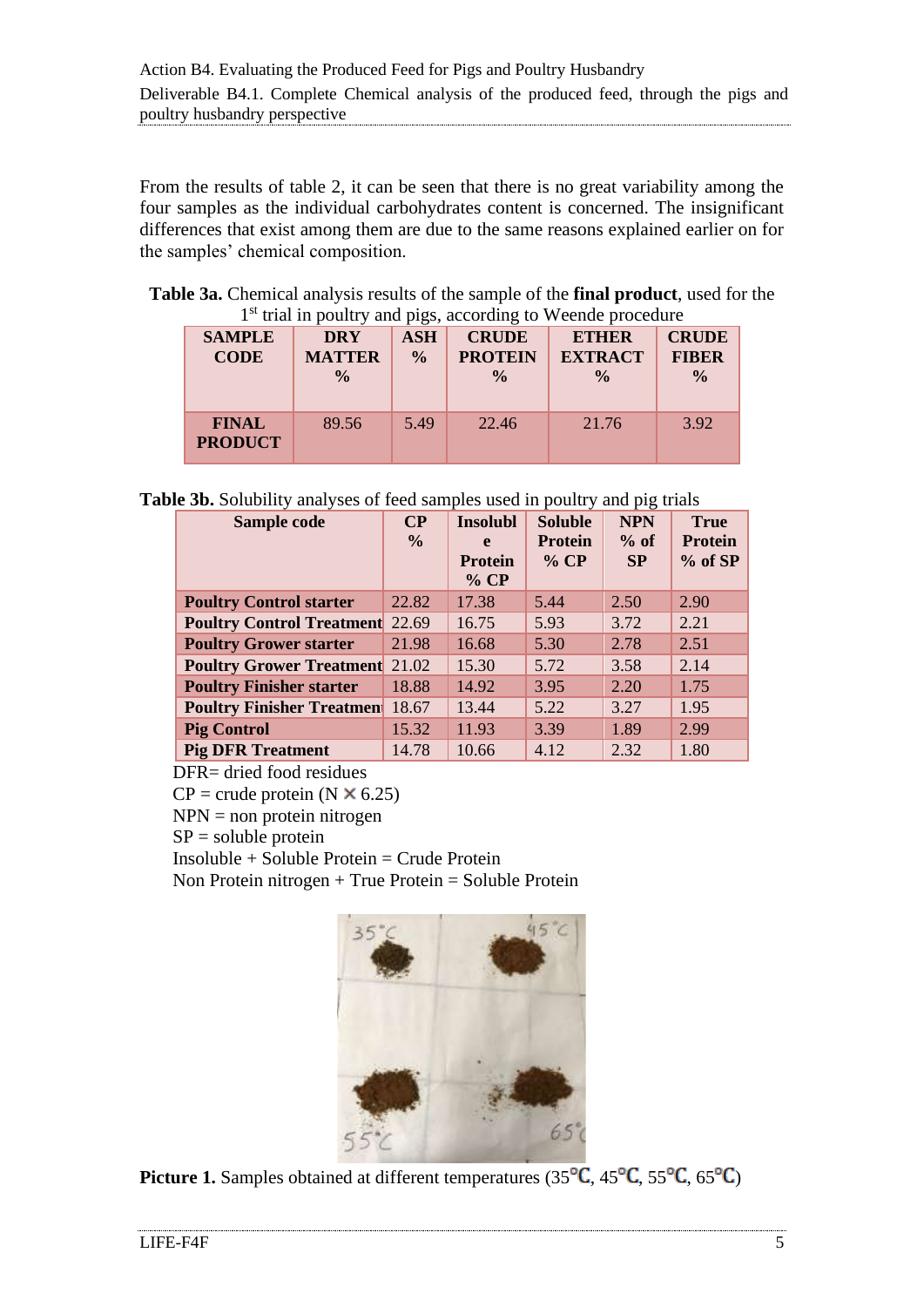From the results of table 2, it can be seen that there is no great variability among the four samples as the individual carbohydrates content is concerned. The insignificant differences that exist among them are due to the same reasons explained earlier on for the samples' chemical composition.

**Table 3a.** Chemical analysis results of the sample of the **final product**, used for the 1[st] trial in poultry and pigs, according to Weende procedure

| SAMPLE CODE | DRY MATTER % | ASH % | CRUDE PROTEIN % | ETHER EXTRACT % | CRUDE FIBER % |
|---|---|---|---|---|---|
| **FINAL PRODUCT** | 89.56 | 5.49 | 22.46 | 21.76 | 3.92 |

**Table 3b.** Solubility analyses of feed samples used in poultry and pig trials

| Sample code | CP % | Insoluble Protein % CP | Soluble Protein % CP | NPN % of SP | True Protein % of SP |
|---|---|---|---|---|---|
| **Poultry Control starter** | 22.82 | 17.38 | 5.44 | 2.50 | 2.90 |
| **Poultry Control Treatment** | 22.69 | 16.75 | 5.93 | 3.72 | 2.21 |
| **Poultry Grower starter** | 21.98 | 16.68 | 5.30 | 2.78 | 2.51 |
| **Poultry Grower Treatment** | 21.02 | 15.30 | 5.72 | 3.58 | 2.14 |
| **Poultry Finisher starter** | 18.88 | 14.92 | 3.95 | 2.20 | 1.75 |
| **Poultry Finisher Treatmen** | 18.67 | 13.44 | 5.22 | 3.27 | 1.95 |
| **Pig Control** | 15.32 | 11.93 | 3.39 | 1.89 | 2.99 |
| **Pig DFR Treatment** | 14.78 | 10.66 | 4.12 | 2.32 | 1.80 |

DFR= dried food residues
CP = crude protein (N × 6.25)
NPN = non protein nitrogen
SP = soluble protein
Insoluble + Soluble Protein = Crude Protein
Non Protein nitrogen + True Protein = Soluble Protein

**Picture 1.** Samples obtained at different temperatures (35°C, 45°C, 55°C, 65°C)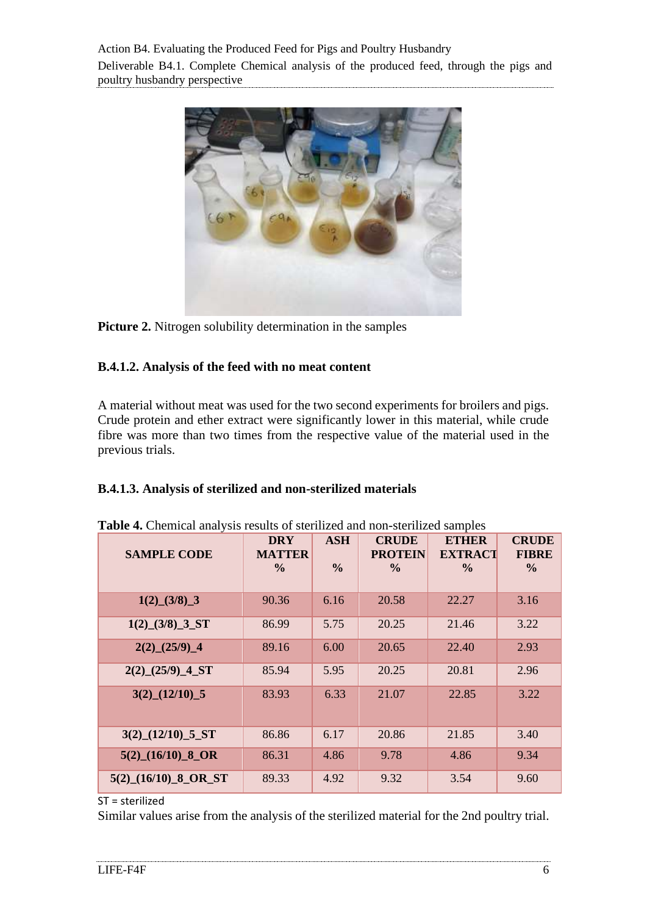**Picture 2.** Nitrogen solubility determination in the samples

### B.4.1.2. Analysis of the feed with no meat content

A material without meat was used for the two second experiments for broilers and pigs. Crude protein and ether extract were significantly lower in this material, while crude fibre was more than two times from the respective value of the material used in the previous trials.

### B.4.1.3. Analysis of sterilized and non-sterilized materials

**Table 4.** Chemical analysis results of sterilized and non-sterilized samples

| SAMPLE CODE | DRY MATTER % | ASH % | CRUDE PROTEIN % | ETHER EXTRACT % | CRUDE FIBRE % |
|---|---|---|---|---|---|
| 1(2)_(3/8)_3 | 90.36 | 6.16 | 20.58 | 22.27 | 3.16 |
| 1(2)_(3/8)_3_ST | 86.99 | 5.75 | 20.25 | 21.46 | 3.22 |
| 2(2)_(25/9)_4 | 89.16 | 6.00 | 20.65 | 22.40 | 2.93 |
| 2(2)_(25/9)_4_ST | 85.94 | 5.95 | 20.25 | 20.81 | 2.96 |
| 3(2)_(12/10)_5 | 83.93 | 6.33 | 21.07 | 22.85 | 3.22 |
| 3(2)_(12/10)_5_ST | 86.86 | 6.17 | 20.86 | 21.85 | 3.40 |
| 5(2)_(16/10)_8_OR | 86.31 | 4.86 | 9.78 | 4.86 | 9.34 |
| 5(2)_(16/10)_8_OR_ST | 89.33 | 4.92 | 9.32 | 3.54 | 9.60 |

ST = sterilized

Similar values arise from the analysis of the sterilized material for the 2nd poultry trial.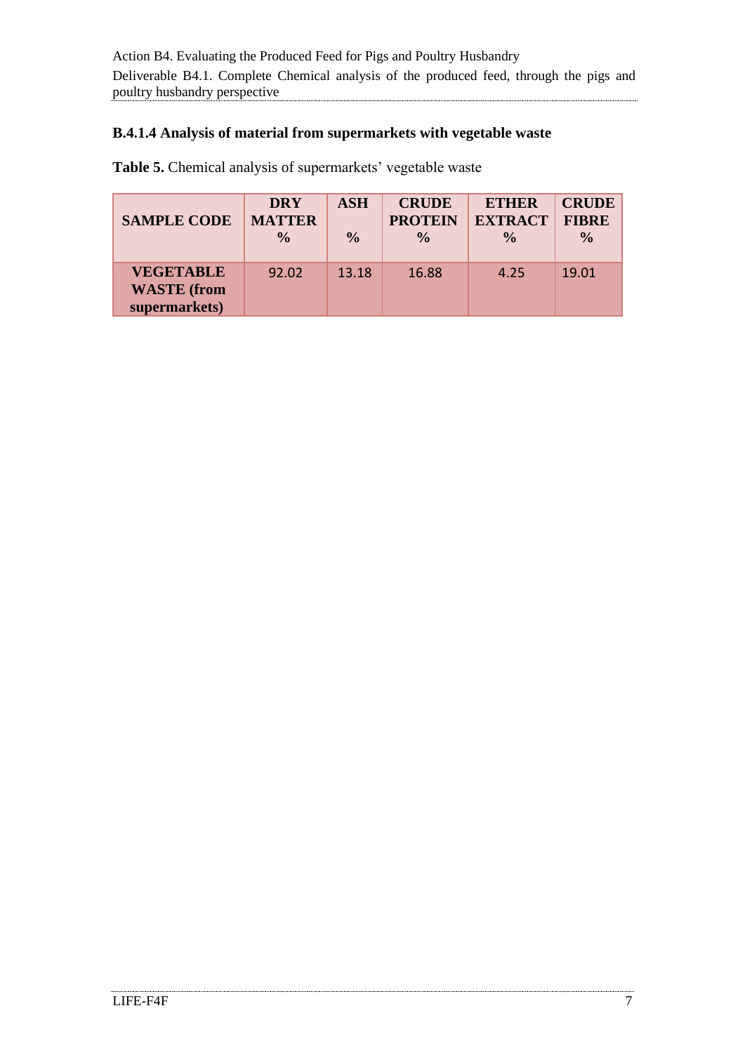### B.4.1.4 Analysis of material from supermarkets with vegetable waste

**Table 5.** Chemical analysis of supermarkets' vegetable waste

| SAMPLE CODE | DRY MATTER % | ASH % | CRUDE PROTEIN % | ETHER EXTRACT % | CRUDE FIBRE % |
|---|---|---|---|---|---|
| **VEGETABLE WASTE (from supermarkets)** | 92.02 | 13.18 | 16.88 | 4.25 | 19.01 |